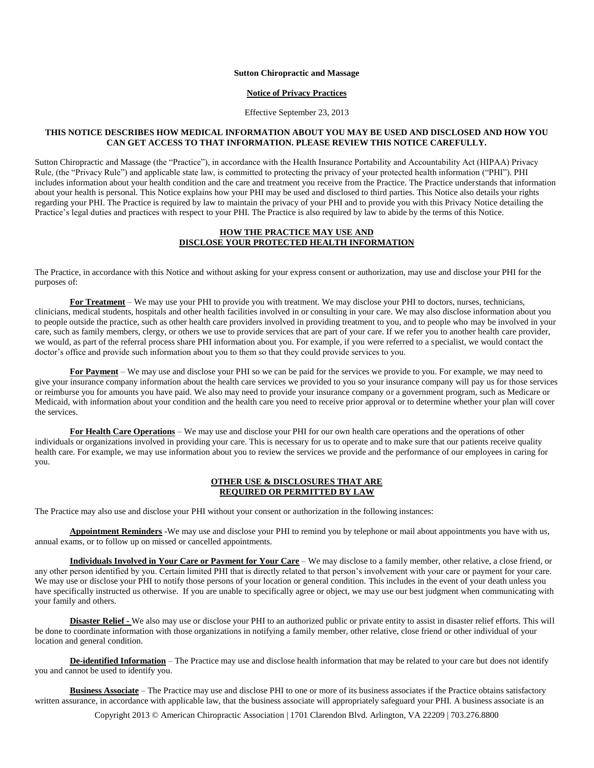**Sutton Chiropractic and Massage**

**Notice of Privacy Practices**

Effective September 23, 2013

**THIS NOTICE DESCRIBES HOW MEDICAL INFORMATION ABOUT YOU MAY BE USED AND DISCLOSED AND HOW YOU CAN GET ACCESS TO THAT INFORMATION. PLEASE REVIEW THIS NOTICE CAREFULLY.**

Sutton Chiropractic and Massage (the "Practice"), in accordance with the Health Insurance Portability and Accountability Act (HIPAA) Privacy Rule, (the "Privacy Rule") and applicable state law, is committed to protecting the privacy of your protected health information ("PHI"). PHI includes information about your health condition and the care and treatment you receive from the Practice. The Practice understands that information about your health is personal. This Notice explains how your PHI may be used and disclosed to third parties. This Notice also details your rights regarding your PHI. The Practice is required by law to maintain the privacy of your PHI and to provide you with this Privacy Notice detailing the Practice's legal duties and practices with respect to your PHI. The Practice is also required by law to abide by the terms of this Notice.

## HOW THE PRACTICE MAY USE AND DISCLOSE YOUR PROTECTED HEALTH INFORMATION

The Practice, in accordance with this Notice and without asking for your express consent or authorization, may use and disclose your PHI for the purposes of:

**For Treatment** – We may use your PHI to provide you with treatment. We may disclose your PHI to doctors, nurses, technicians, clinicians, medical students, hospitals and other health facilities involved in or consulting in your care. We may also disclose information about you to people outside the practice, such as other health care providers involved in providing treatment to you, and to people who may be involved in your care, such as family members, clergy, or others we use to provide services that are part of your care. If we refer you to another health care provider, we would, as part of the referral process share PHI information about you. For example, if you were referred to a specialist, we would contact the doctor's office and provide such information about you to them so that they could provide services to you.

**For Payment** – We may use and disclose your PHI so we can be paid for the services we provide to you. For example, we may need to give your insurance company information about the health care services we provided to you so your insurance company will pay us for those services or reimburse you for amounts you have paid. We also may need to provide your insurance company or a government program, such as Medicare or Medicaid, with information about your condition and the health care you need to receive prior approval or to determine whether your plan will cover the services.

**For Health Care Operations** – We may use and disclose your PHI for our own health care operations and the operations of other individuals or organizations involved in providing your care. This is necessary for us to operate and to make sure that our patients receive quality health care. For example, we may use information about you to review the services we provide and the performance of our employees in caring for you.

## OTHER USE & DISCLOSURES THAT ARE REQUIRED OR PERMITTED BY LAW

The Practice may also use and disclose your PHI without your consent or authorization in the following instances:

**Appointment Reminders** -We may use and disclose your PHI to remind you by telephone or mail about appointments you have with us, annual exams, or to follow up on missed or cancelled appointments.

**Individuals Involved in Your Care or Payment for Your Care** – We may disclose to a family member, other relative, a close friend, or any other person identified by you. Certain limited PHI that is directly related to that person's involvement with your care or payment for your care. We may use or disclose your PHI to notify those persons of your location or general condition. This includes in the event of your death unless you have specifically instructed us otherwise. If you are unable to specifically agree or object, we may use our best judgment when communicating with your family and others.

**Disaster Relief -** We also may use or disclose your PHI to an authorized public or private entity to assist in disaster relief efforts. This will be done to coordinate information with those organizations in notifying a family member, other relative, close friend or other individual of your location and general condition.

**De-identified Information** – The Practice may use and disclose health information that may be related to your care but does not identify you and cannot be used to identify you.

**Business Associate** – The Practice may use and disclose PHI to one or more of its business associates if the Practice obtains satisfactory written assurance, in accordance with applicable law, that the business associate will appropriately safeguard your PHI. A business associate is an

Copyright 2013 © American Chiropractic Association | 1701 Clarendon Blvd. Arlington, VA 22209 | 703.276.8800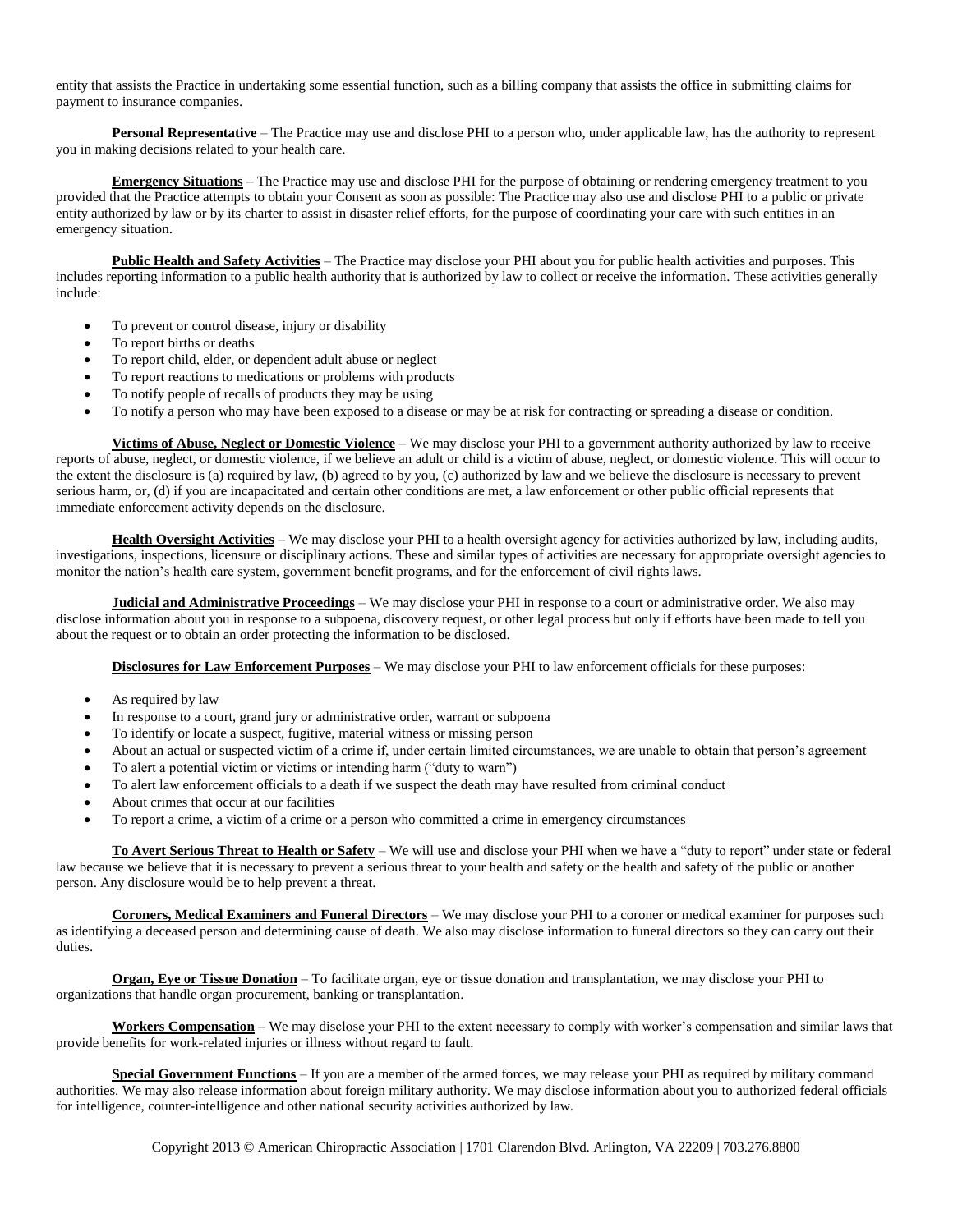entity that assists the Practice in undertaking some essential function, such as a billing company that assists the office in submitting claims for payment to insurance companies.

**Personal Representative** – The Practice may use and disclose PHI to a person who, under applicable law, has the authority to represent you in making decisions related to your health care.

**Emergency Situations** – The Practice may use and disclose PHI for the purpose of obtaining or rendering emergency treatment to you provided that the Practice attempts to obtain your Consent as soon as possible: The Practice may also use and disclose PHI to a public or private entity authorized by law or by its charter to assist in disaster relief efforts, for the purpose of coordinating your care with such entities in an emergency situation.

**Public Health and Safety Activities** – The Practice may disclose your PHI about you for public health activities and purposes. This includes reporting information to a public health authority that is authorized by law to collect or receive the information. These activities generally include:

- To prevent or control disease, injury or disability
- To report births or deaths
- To report child, elder, or dependent adult abuse or neglect
- To report reactions to medications or problems with products
- To notify people of recalls of products they may be using
- To notify a person who may have been exposed to a disease or may be at risk for contracting or spreading a disease or condition.

**Victims of Abuse, Neglect or Domestic Violence** – We may disclose your PHI to a government authority authorized by law to receive reports of abuse, neglect, or domestic violence, if we believe an adult or child is a victim of abuse, neglect, or domestic violence. This will occur to the extent the disclosure is (a) required by law, (b) agreed to by you, (c) authorized by law and we believe the disclosure is necessary to prevent serious harm, or, (d) if you are incapacitated and certain other conditions are met, a law enforcement or other public official represents that immediate enforcement activity depends on the disclosure.

**Health Oversight Activities** – We may disclose your PHI to a health oversight agency for activities authorized by law, including audits, investigations, inspections, licensure or disciplinary actions. These and similar types of activities are necessary for appropriate oversight agencies to monitor the nation's health care system, government benefit programs, and for the enforcement of civil rights laws.

**Judicial and Administrative Proceedings** – We may disclose your PHI in response to a court or administrative order. We also may disclose information about you in response to a subpoena, discovery request, or other legal process but only if efforts have been made to tell you about the request or to obtain an order protecting the information to be disclosed.

**Disclosures for Law Enforcement Purposes** – We may disclose your PHI to law enforcement officials for these purposes:

- As required by law
- In response to a court, grand jury or administrative order, warrant or subpoena
- To identify or locate a suspect, fugitive, material witness or missing person
- About an actual or suspected victim of a crime if, under certain limited circumstances, we are unable to obtain that person's agreement
- To alert a potential victim or victims or intending harm ("duty to warn")
- To alert law enforcement officials to a death if we suspect the death may have resulted from criminal conduct
- About crimes that occur at our facilities
- To report a crime, a victim of a crime or a person who committed a crime in emergency circumstances

**To Avert Serious Threat to Health or Safety** – We will use and disclose your PHI when we have a "duty to report" under state or federal law because we believe that it is necessary to prevent a serious threat to your health and safety or the health and safety of the public or another person. Any disclosure would be to help prevent a threat.

**Coroners, Medical Examiners and Funeral Directors** – We may disclose your PHI to a coroner or medical examiner for purposes such as identifying a deceased person and determining cause of death. We also may disclose information to funeral directors so they can carry out their duties.

**Organ, Eye or Tissue Donation** – To facilitate organ, eye or tissue donation and transplantation, we may disclose your PHI to organizations that handle organ procurement, banking or transplantation.

**Workers Compensation** – We may disclose your PHI to the extent necessary to comply with worker's compensation and similar laws that provide benefits for work-related injuries or illness without regard to fault.

**Special Government Functions** – If you are a member of the armed forces, we may release your PHI as required by military command authorities. We may also release information about foreign military authority. We may disclose information about you to authorized federal officials for intelligence, counter-intelligence and other national security activities authorized by law.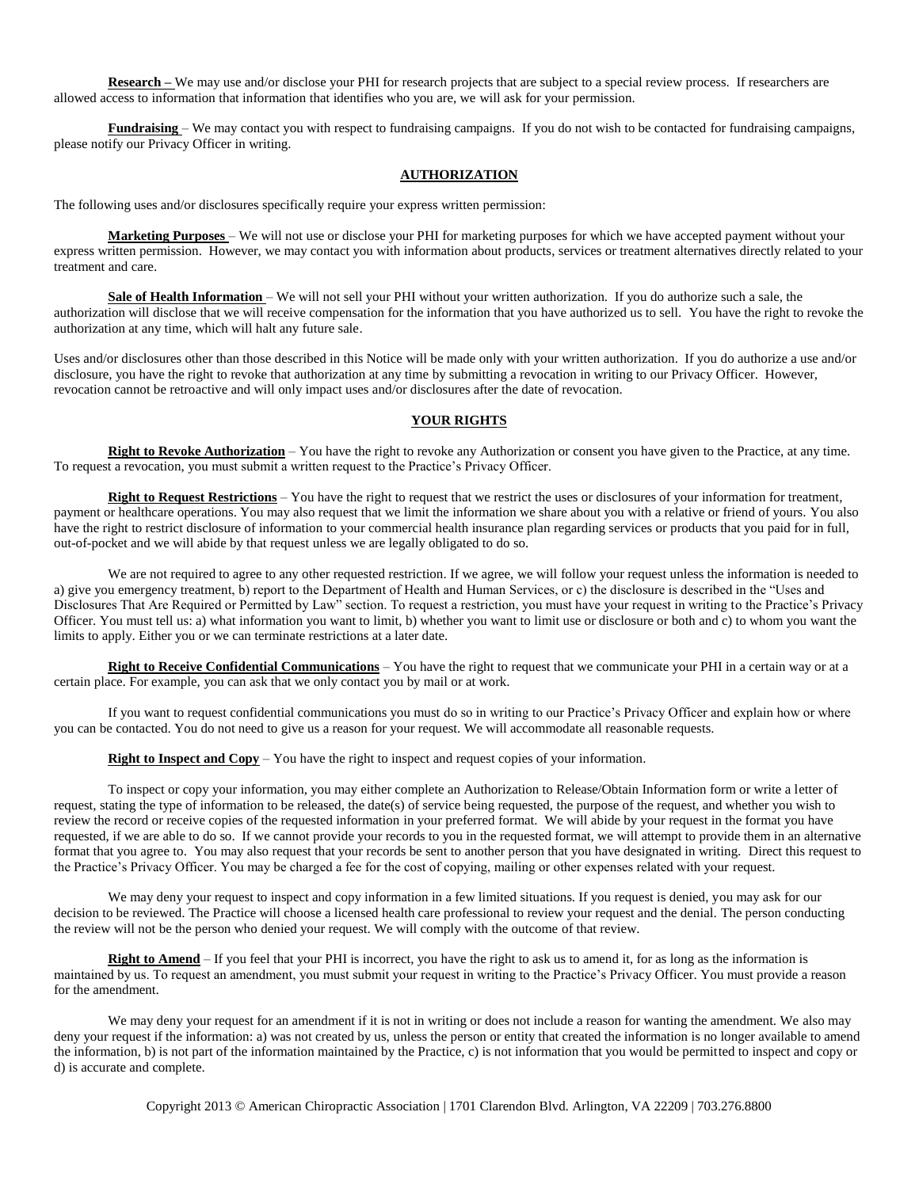**Research –** We may use and/or disclose your PHI for research projects that are subject to a special review process. If researchers are allowed access to information that information that identifies who you are, we will ask for your permission.

**Fundraising** – We may contact you with respect to fundraising campaigns. If you do not wish to be contacted for fundraising campaigns, please notify our Privacy Officer in writing.

## AUTHORIZATION

The following uses and/or disclosures specifically require your express written permission:

**Marketing Purposes** – We will not use or disclose your PHI for marketing purposes for which we have accepted payment without your express written permission. However, we may contact you with information about products, services or treatment alternatives directly related to your treatment and care.

**Sale of Health Information** – We will not sell your PHI without your written authorization. If you do authorize such a sale, the authorization will disclose that we will receive compensation for the information that you have authorized us to sell. You have the right to revoke the authorization at any time, which will halt any future sale.

Uses and/or disclosures other than those described in this Notice will be made only with your written authorization. If you do authorize a use and/or disclosure, you have the right to revoke that authorization at any time by submitting a revocation in writing to our Privacy Officer. However, revocation cannot be retroactive and will only impact uses and/or disclosures after the date of revocation.

## YOUR RIGHTS

**Right to Revoke Authorization** – You have the right to revoke any Authorization or consent you have given to the Practice, at any time. To request a revocation, you must submit a written request to the Practice's Privacy Officer.

**Right to Request Restrictions** – You have the right to request that we restrict the uses or disclosures of your information for treatment, payment or healthcare operations. You may also request that we limit the information we share about you with a relative or friend of yours. You also have the right to restrict disclosure of information to your commercial health insurance plan regarding services or products that you paid for in full, out-of-pocket and we will abide by that request unless we are legally obligated to do so.

We are not required to agree to any other requested restriction. If we agree, we will follow your request unless the information is needed to a) give you emergency treatment, b) report to the Department of Health and Human Services, or c) the disclosure is described in the "Uses and Disclosures That Are Required or Permitted by Law" section. To request a restriction, you must have your request in writing to the Practice's Privacy Officer. You must tell us: a) what information you want to limit, b) whether you want to limit use or disclosure or both and c) to whom you want the limits to apply. Either you or we can terminate restrictions at a later date.

**Right to Receive Confidential Communications** – You have the right to request that we communicate your PHI in a certain way or at a certain place. For example, you can ask that we only contact you by mail or at work.

If you want to request confidential communications you must do so in writing to our Practice's Privacy Officer and explain how or where you can be contacted. You do not need to give us a reason for your request. We will accommodate all reasonable requests.

**Right to Inspect and Copy** – You have the right to inspect and request copies of your information.

To inspect or copy your information, you may either complete an Authorization to Release/Obtain Information form or write a letter of request, stating the type of information to be released, the date(s) of service being requested, the purpose of the request, and whether you wish to review the record or receive copies of the requested information in your preferred format. We will abide by your request in the format you have requested, if we are able to do so. If we cannot provide your records to you in the requested format, we will attempt to provide them in an alternative format that you agree to. You may also request that your records be sent to another person that you have designated in writing. Direct this request to the Practice's Privacy Officer. You may be charged a fee for the cost of copying, mailing or other expenses related with your request.

We may deny your request to inspect and copy information in a few limited situations. If you request is denied, you may ask for our decision to be reviewed. The Practice will choose a licensed health care professional to review your request and the denial. The person conducting the review will not be the person who denied your request. We will comply with the outcome of that review.

**Right to Amend** – If you feel that your PHI is incorrect, you have the right to ask us to amend it, for as long as the information is maintained by us. To request an amendment, you must submit your request in writing to the Practice's Privacy Officer. You must provide a reason for the amendment.

We may deny your request for an amendment if it is not in writing or does not include a reason for wanting the amendment. We also may deny your request if the information: a) was not created by us, unless the person or entity that created the information is no longer available to amend the information, b) is not part of the information maintained by the Practice, c) is not information that you would be permitted to inspect and copy or d) is accurate and complete.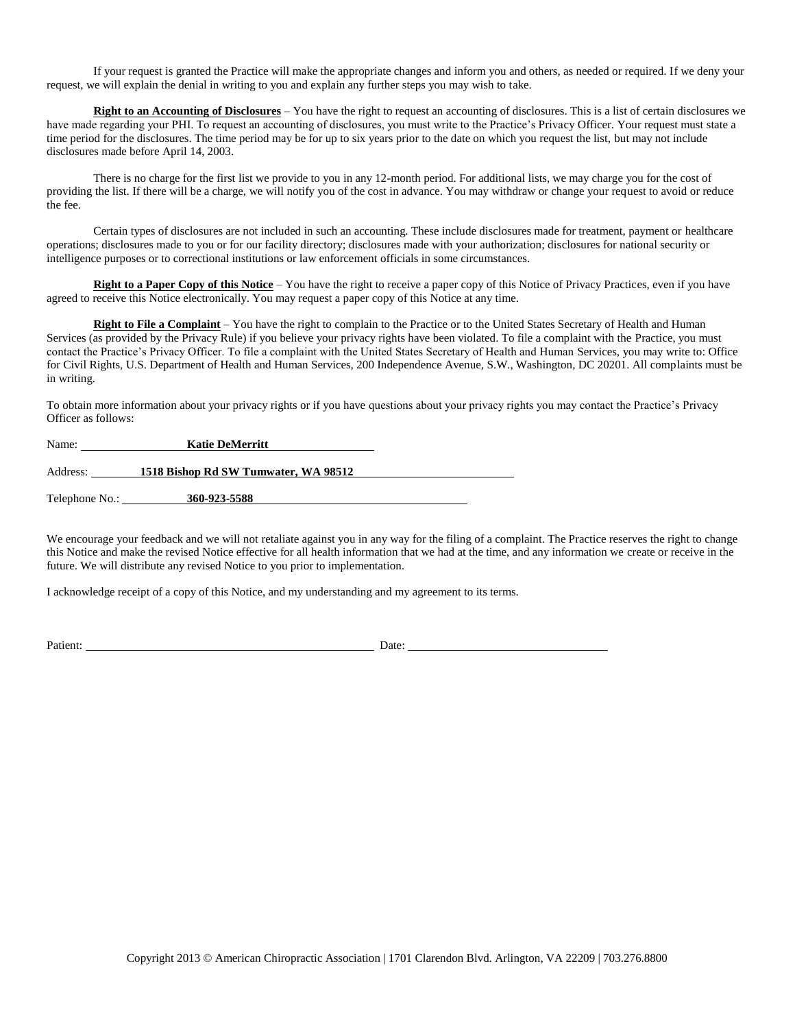If your request is granted the Practice will make the appropriate changes and inform you and others, as needed or required. If we deny your request, we will explain the denial in writing to you and explain any further steps you may wish to take.

**Right to an Accounting of Disclosures** – You have the right to request an accounting of disclosures. This is a list of certain disclosures we have made regarding your PHI. To request an accounting of disclosures, you must write to the Practice's Privacy Officer. Your request must state a time period for the disclosures. The time period may be for up to six years prior to the date on which you request the list, but may not include disclosures made before April 14, 2003.

There is no charge for the first list we provide to you in any 12-month period. For additional lists, we may charge you for the cost of providing the list. If there will be a charge, we will notify you of the cost in advance. You may withdraw or change your request to avoid or reduce the fee.

Certain types of disclosures are not included in such an accounting. These include disclosures made for treatment, payment or healthcare operations; disclosures made to you or for our facility directory; disclosures made with your authorization; disclosures for national security or intelligence purposes or to correctional institutions or law enforcement officials in some circumstances.

**Right to a Paper Copy of this Notice** – You have the right to receive a paper copy of this Notice of Privacy Practices, even if you have agreed to receive this Notice electronically. You may request a paper copy of this Notice at any time.

**Right to File a Complaint** – You have the right to complain to the Practice or to the United States Secretary of Health and Human Services (as provided by the Privacy Rule) if you believe your privacy rights have been violated. To file a complaint with the Practice, you must contact the Practice's Privacy Officer. To file a complaint with the United States Secretary of Health and Human Services, you may write to: Office for Civil Rights, U.S. Department of Health and Human Services, 200 Independence Avenue, S.W., Washington, DC 20201. All complaints must be in writing.

To obtain more information about your privacy rights or if you have questions about your privacy rights you may contact the Practice's Privacy Officer as follows:

Name: **Katie DeMerritt**

Address: **1518 Bishop Rd SW Tumwater, WA 98512**

Telephone No.: **360-923-5588**

We encourage your feedback and we will not retaliate against you in any way for the filing of a complaint. The Practice reserves the right to change this Notice and make the revised Notice effective for all health information that we had at the time, and any information we create or receive in the future. We will distribute any revised Notice to you prior to implementation.

I acknowledge receipt of a copy of this Notice, and my understanding and my agreement to its terms.

Patient: ______________________________ Date: ____________________

Copyright 2013 © American Chiropractic Association | 1701 Clarendon Blvd. Arlington, VA 22209 | 703.276.8800